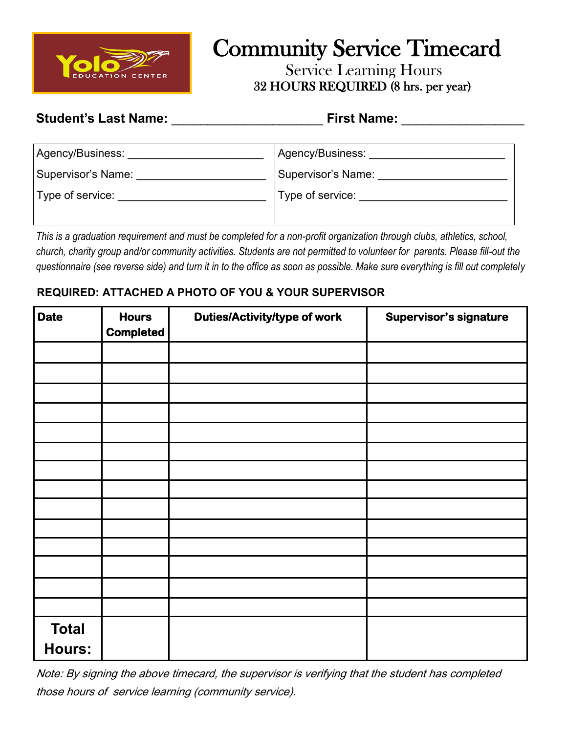Yolo EDUCATION CENTER

# Community Service Timecard

## Service Learning Hours

### 32 HOURS REQUIRED (8 hrs. per year)

**Student's Last Name:** _____________________ **First Name:** _________________

| | |
|---|---|
| Agency/Business: ______________________ | Agency/Business: ______________________ |
| Supervisor's Name: _____________________ | Supervisor's Name: _____________________ |
| Type of service: ________________________ | Type of service: ________________________ |

*This is a graduation requirement and must be completed for a non-profit organization through clubs, athletics, school, church, charity group and/or community activities. Students are not permitted to volunteer for parents. Please fill-out the questionnaire (see reverse side) and turn it in to the office as soon as possible. Make sure everything is fill out completely*

**REQUIRED: ATTACHED A PHOTO OF YOU & YOUR SUPERVISOR**

| Date | Hours Completed | Duties/Activity/type of work | Supervisor's signature |
|---|---|---|---|
| | | | |
| | | | |
| | | | |
| | | | |
| | | | |
| | | | |
| | | | |
| | | | |
| | | | |
| | | | |
| | | | |
| | | | |
| | | | |
| | | | |
| **Total Hours:** | | | |

*Note: By signing the above timecard, the supervisor is verifying that the student has completed those hours of service learning (community service).*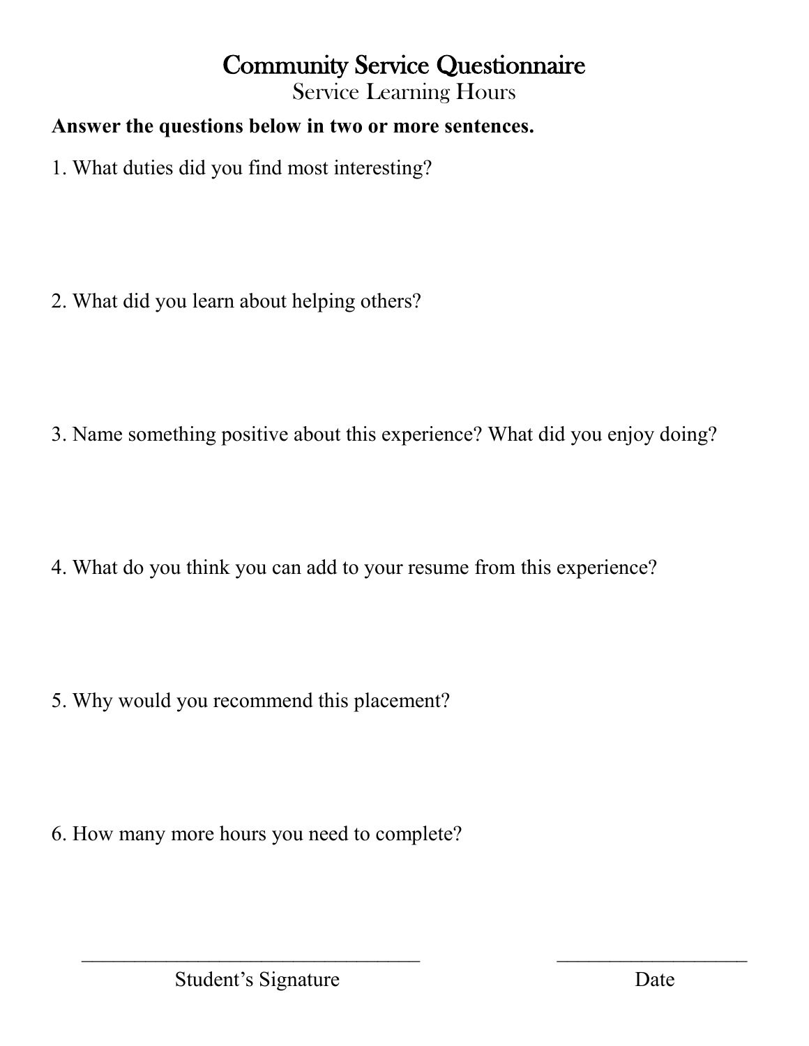# Community Service Questionnaire

## Service Learning Hours

**Answer the questions below in two or more sentences.**

1. What duties did you find most interesting?

2. What did you learn about helping others?

3. Name something positive about this experience? What did you enjoy doing?

4. What do you think you can add to your resume from this experience?

5. Why would you recommend this placement?

6. How many more hours you need to complete?

___________________________________ Student's Signature

____________________ Date